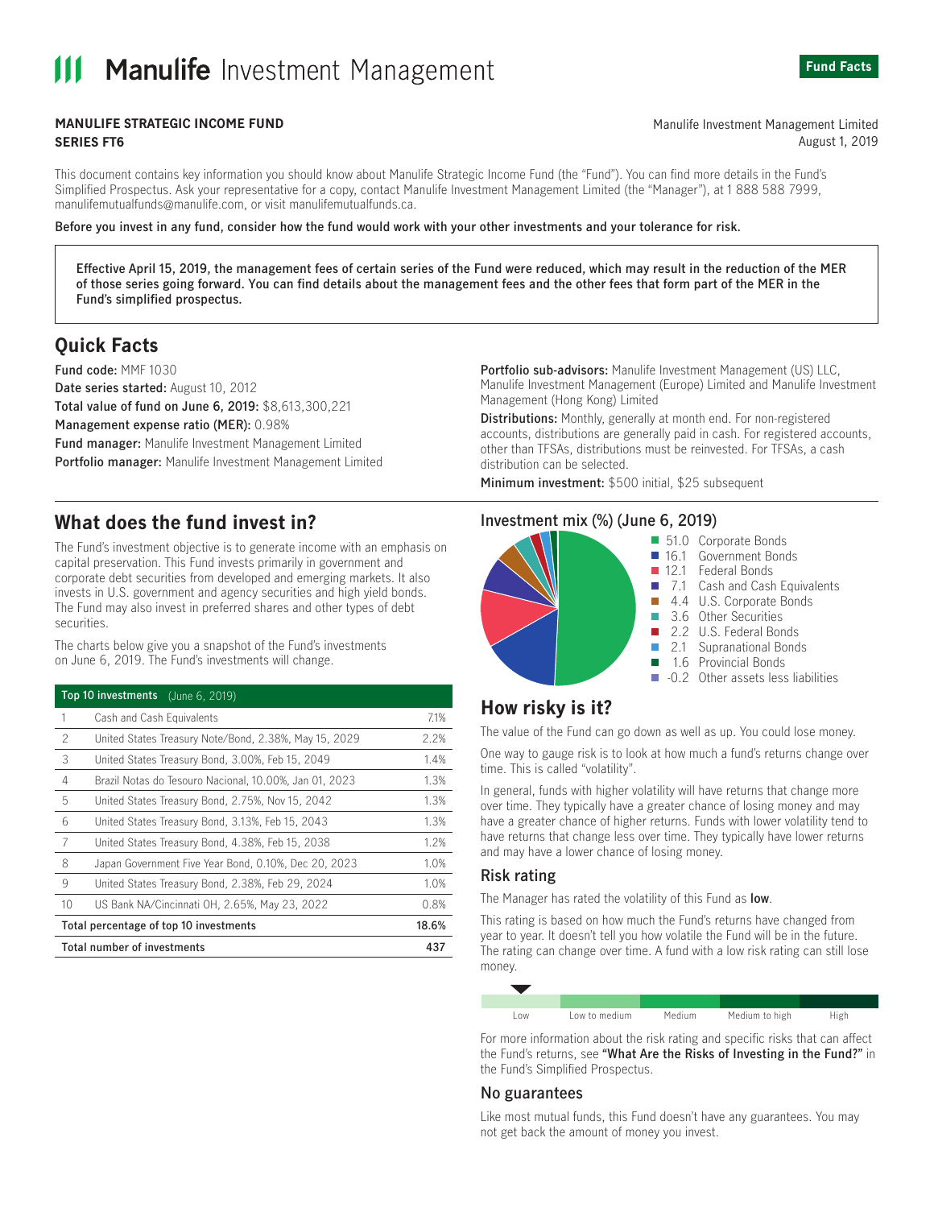# Manulife Investment Management

**Fund Facts**

**MANULIFE STRATEGIC INCOME FUND**
**SERIES FT6**

Manulife Investment Management Limited
August 1, 2019

This document contains key information you should know about Manulife Strategic Income Fund (the "Fund"). You can find more details in the Fund's Simplified Prospectus. Ask your representative for a copy, contact Manulife Investment Management Limited (the "Manager"), at 1 888 588 7999, manulifemutualfunds@manulife.com, or visit manulifemutualfunds.ca.

**Before you invest in any fund, consider how the fund would work with your other investments and your tolerance for risk.**

**Effective April 15, 2019, the management fees of certain series of the Fund were reduced, which may result in the reduction of the MER of those series going forward. You can find details about the management fees and the other fees that form part of the MER in the Fund's simplified prospectus.**

## Quick Facts

**Fund code:** MMF 1030
**Date series started:** August 10, 2012
**Total value of fund on June 6, 2019:** $8,613,300,221
**Management expense ratio (MER):** 0.98%
**Fund manager:** Manulife Investment Management Limited
**Portfolio manager:** Manulife Investment Management Limited
**Portfolio sub-advisors:** Manulife Investment Management (US) LLC, Manulife Investment Management (Europe) Limited and Manulife Investment Management (Hong Kong) Limited
**Distributions:** Monthly, generally at month end. For non-registered accounts, distributions are generally paid in cash. For registered accounts, other than TFSAs, distributions must be reinvested. For TFSAs, a cash distribution can be selected.
**Minimum investment:** $500 initial, $25 subsequent

## What does the fund invest in?

The Fund's investment objective is to generate income with an emphasis on capital preservation. This Fund invests primarily in government and corporate debt securities from developed and emerging markets. It also invests in U.S. government and agency securities and high yield bonds. The Fund may also invest in preferred shares and other types of debt securities.

The charts below give you a snapshot of the Fund's investments on June 6, 2019. The Fund's investments will change.

| Top 10 investments (June 6, 2019) | | |
|---|---|---|
| 1 | Cash and Cash Equivalents | 7.1% |
| 2 | United States Treasury Note/Bond, 2.38%, May 15, 2029 | 2.2% |
| 3 | United States Treasury Bond, 3.00%, Feb 15, 2049 | 1.4% |
| 4 | Brazil Notas do Tesouro Nacional, 10.00%, Jan 01, 2023 | 1.3% |
| 5 | United States Treasury Bond, 2.75%, Nov 15, 2042 | 1.3% |
| 6 | United States Treasury Bond, 3.13%, Feb 15, 2043 | 1.3% |
| 7 | United States Treasury Bond, 4.38%, Feb 15, 2038 | 1.2% |
| 8 | Japan Government Five Year Bond, 0.10%, Dec 20, 2023 | 1.0% |
| 9 | United States Treasury Bond, 2.38%, Feb 29, 2024 | 1.0% |
| 10 | US Bank NA/Cincinnati OH, 2.65%, May 23, 2022 | 0.8% |
| **Total percentage of top 10 investments** | | **18.6%** |
| **Total number of investments** | | **437** |

### Investment mix (%) (June 6, 2019)

| % | Category |
|---|---|
| 51.0 | Corporate Bonds |
| 16.1 | Government Bonds |
| 12.1 | Federal Bonds |
| 7.1 | Cash and Cash Equivalents |
| 4.4 | U.S. Corporate Bonds |
| 3.6 | Other Securities |
| 2.2 | U.S. Federal Bonds |
| 2.1 | Supranational Bonds |
| 1.6 | Provincial Bonds |
| -0.2 | Other assets less liabilities |

## How risky is it?

The value of the Fund can go down as well as up. You could lose money.

One way to gauge risk is to look at how much a fund's returns change over time. This is called "volatility".

In general, funds with higher volatility will have returns that change more over time. They typically have a greater chance of losing money and may have a greater chance of higher returns. Funds with lower volatility tend to have returns that change less over time. They typically have lower returns and may have a lower chance of losing money.

### Risk rating

The Manager has rated the volatility of this Fund as **low**.

This rating is based on how much the Fund's returns have changed from year to year. It doesn't tell you how volatile the Fund will be in the future. The rating can change over time. A fund with a low risk rating can still lose money.

| **Low** ▼ | Low to medium | Medium | Medium to high | High |
|---|---|---|---|---|

For more information about the risk rating and specific risks that can affect the Fund's returns, see **"What Are the Risks of Investing in the Fund?"** in the Fund's Simplified Prospectus.

### No guarantees

Like most mutual funds, this Fund doesn't have any guarantees. You may not get back the amount of money you invest.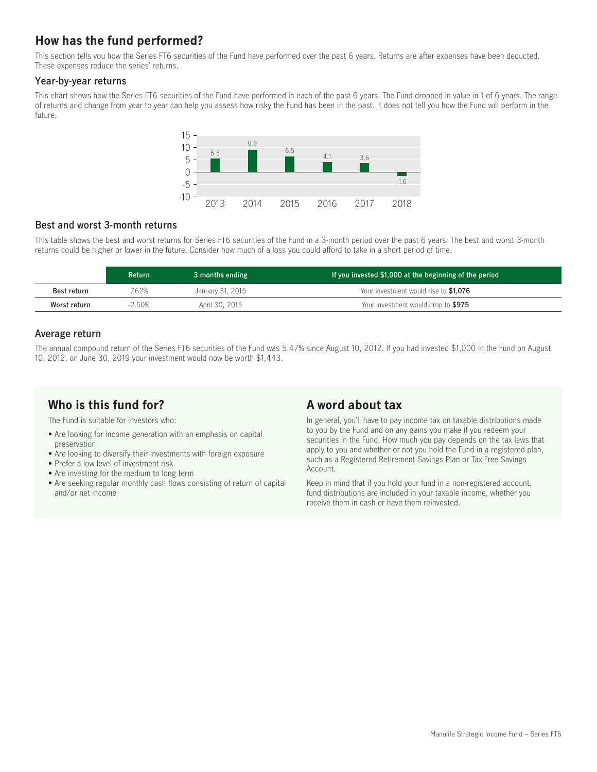## How has the fund performed?

This section tells you how the Series FT6 securities of the Fund have performed over the past 6 years. Returns are after expenses have been deducted. These expenses reduce the series' returns.

### Year-by-year returns

This chart shows how the Series FT6 securities of the Fund have performed in each of the past 6 years. The Fund dropped in value in 1 of 6 years. The range of returns and change from year to year can help you assess how risky the Fund has been in the past. It does not tell you how the Fund will perform in the future.

| Year | Return (%) |
|---|---|
| 2013 | 5.5 |
| 2014 | 9.2 |
| 2015 | 6.5 |
| 2016 | 4.1 |
| 2017 | 3.6 |
| 2018 | -1.6 |

### Best and worst 3-month returns

This table shows the best and worst returns for Series FT6 securities of the Fund in a 3-month period over the past 6 years. The best and worst 3-month returns could be higher or lower in the future. Consider how much of a loss you could afford to take in a short period of time.

| | Return | 3 months ending | If you invested $1,000 at the beginning of the period |
|---|---|---|---|
| **Best return** | 7.62% | January 31, 2015 | Your investment would rise to **$1,076** |
| **Worst return** | -2.50% | April 30, 2015 | Your investment would drop to **$975** |

### Average return

The annual compound return of the Series FT6 securities of the Fund was 5.47% since August 10, 2012. If you had invested $1,000 in the Fund on August 10, 2012, on June 30, 2019 your investment would now be worth $1,443.

## Who is this fund for?

The Fund is suitable for investors who:

- Are looking for income generation with an emphasis on capital preservation
- Are looking to diversify their investments with foreign exposure
- Prefer a low level of investment risk
- Are investing for the medium to long term
- Are seeking regular monthly cash flows consisting of return of capital and/or net income

## A word about tax

In general, you'll have to pay income tax on taxable distributions made to you by the Fund and on any gains you make if you redeem your securities in the Fund. How much you pay depends on the tax laws that apply to you and whether or not you hold the Fund in a registered plan, such as a Registered Retirement Savings Plan or Tax-Free Savings Account.

Keep in mind that if you hold your fund in a non-registered account, fund distributions are included in your taxable income, whether you receive them in cash or have them reinvested.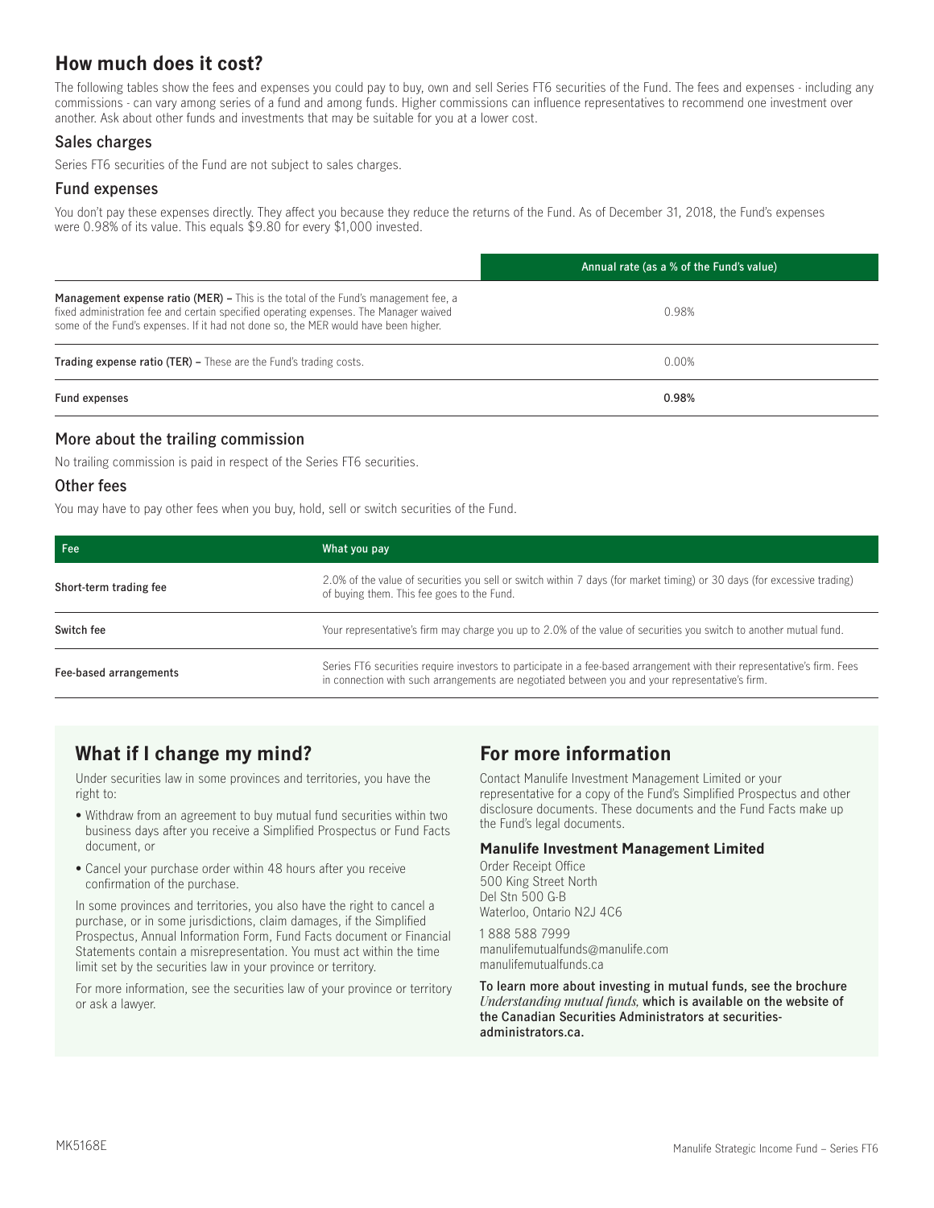## How much does it cost?

The following tables show the fees and expenses you could pay to buy, own and sell Series FT6 securities of the Fund. The fees and expenses - including any commissions - can vary among series of a fund and among funds. Higher commissions can influence representatives to recommend one investment over another. Ask about other funds and investments that may be suitable for you at a lower cost.

### Sales charges

Series FT6 securities of the Fund are not subject to sales charges.

### Fund expenses

You don't pay these expenses directly. They affect you because they reduce the returns of the Fund. As of December 31, 2018, the Fund's expenses were 0.98% of its value. This equals $9.80 for every $1,000 invested.

| | Annual rate (as a % of the Fund's value) |
|---|---|
| **Management expense ratio (MER) –** This is the total of the Fund's management fee, a fixed administration fee and certain specified operating expenses. The Manager waived some of the Fund's expenses. If it had not done so, the MER would have been higher. | 0.98% |
| **Trading expense ratio (TER) –** These are the Fund's trading costs. | 0.00% |
| **Fund expenses** | **0.98%** |

### More about the trailing commission

No trailing commission is paid in respect of the Series FT6 securities.

### Other fees

You may have to pay other fees when you buy, hold, sell or switch securities of the Fund.

| Fee | What you pay |
|---|---|
| **Short-term trading fee** | 2.0% of the value of securities you sell or switch within 7 days (for market timing) or 30 days (for excessive trading) of buying them. This fee goes to the Fund. |
| **Switch fee** | Your representative's firm may charge you up to 2.0% of the value of securities you switch to another mutual fund. |
| **Fee-based arrangements** | Series FT6 securities require investors to participate in a fee-based arrangement with their representative's firm. Fees in connection with such arrangements are negotiated between you and your representative's firm. |

## What if I change my mind?

Under securities law in some provinces and territories, you have the right to:

- Withdraw from an agreement to buy mutual fund securities within two business days after you receive a Simplified Prospectus or Fund Facts document, or
- Cancel your purchase order within 48 hours after you receive confirmation of the purchase.

In some provinces and territories, you also have the right to cancel a purchase, or in some jurisdictions, claim damages, if the Simplified Prospectus, Annual Information Form, Fund Facts document or Financial Statements contain a misrepresentation. You must act within the time limit set by the securities law in your province or territory.

For more information, see the securities law of your province or territory or ask a lawyer.

## For more information

Contact Manulife Investment Management Limited or your representative for a copy of the Fund's Simplified Prospectus and other disclosure documents. These documents and the Fund Facts make up the Fund's legal documents.

### Manulife Investment Management Limited

Order Receipt Office
500 King Street North
Del Stn 500 G-B
Waterloo, Ontario N2J 4C6

1 888 588 7999
manulifemutualfunds@manulife.com
manulifemutualfunds.ca

**To learn more about investing in mutual funds, see the brochure *Understanding mutual funds,* which is available on the website of the Canadian Securities Administrators at securities-administrators.ca.**

MK5168E